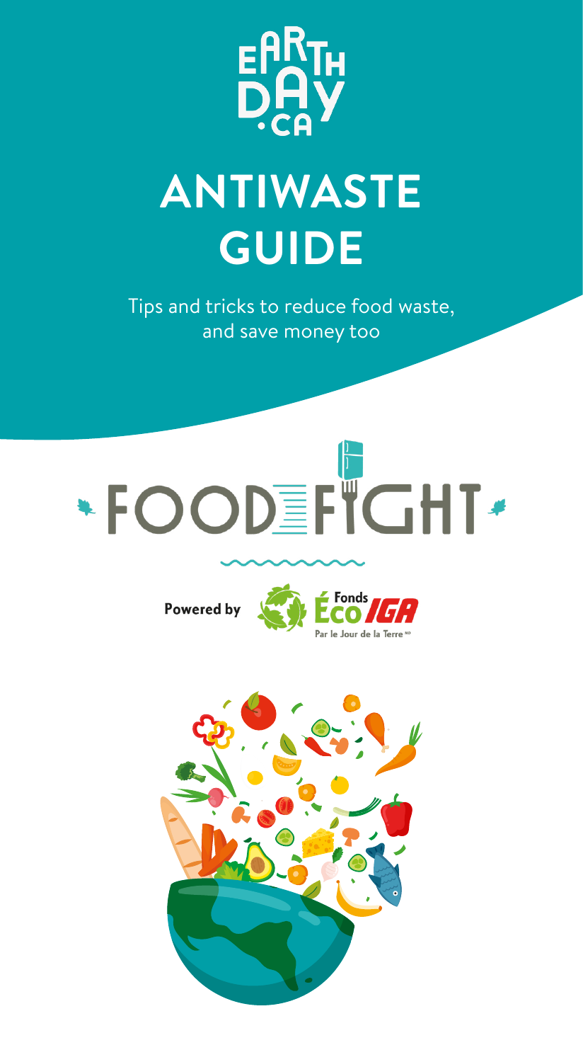EARTH DAY .CA

# ANTIWASTE GUIDE

Tips and tricks to reduce food waste, and save money too

FOOD FIGHT

Powered by Fonds Éco IGA Par le Jour de la Terre MD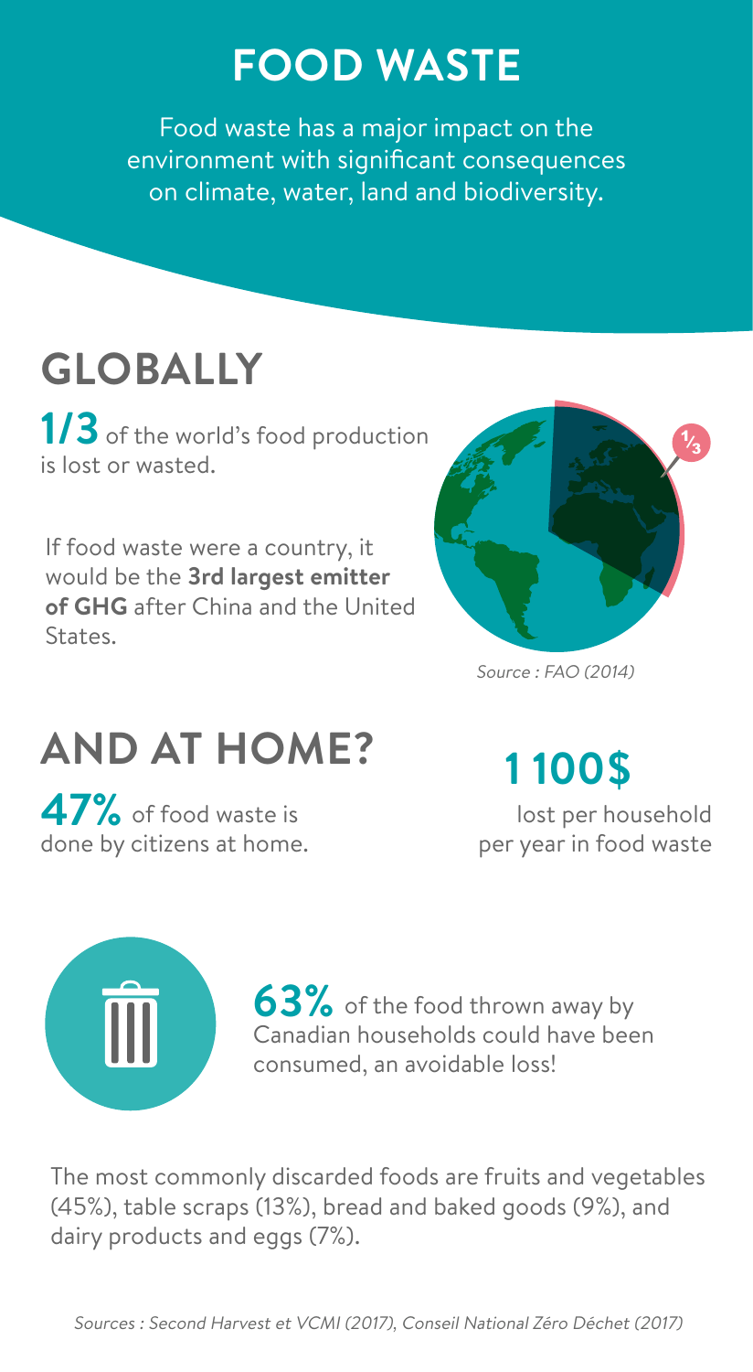# FOOD WASTE

Food waste has a major impact on the environment with significant consequences on climate, water, land and biodiversity.

## GLOBALLY

**1/3** of the world's food production is lost or wasted.

If food waste were a country, it would be the **3rd largest emitter of GHG** after China and the United States.

*Source : FAO (2014)*

## AND AT HOME?

**47%** of food waste is done by citizens at home.

**1 100$**

lost per household per year in food waste

**63%** of the food thrown away by Canadian households could have been consumed, an avoidable loss!

The most commonly discarded foods are fruits and vegetables (45%), table scraps (13%), bread and baked goods (9%), and dairy products and eggs (7%).

*Sources : Second Harvest et VCMI (2017), Conseil National Zéro Déchet (2017)*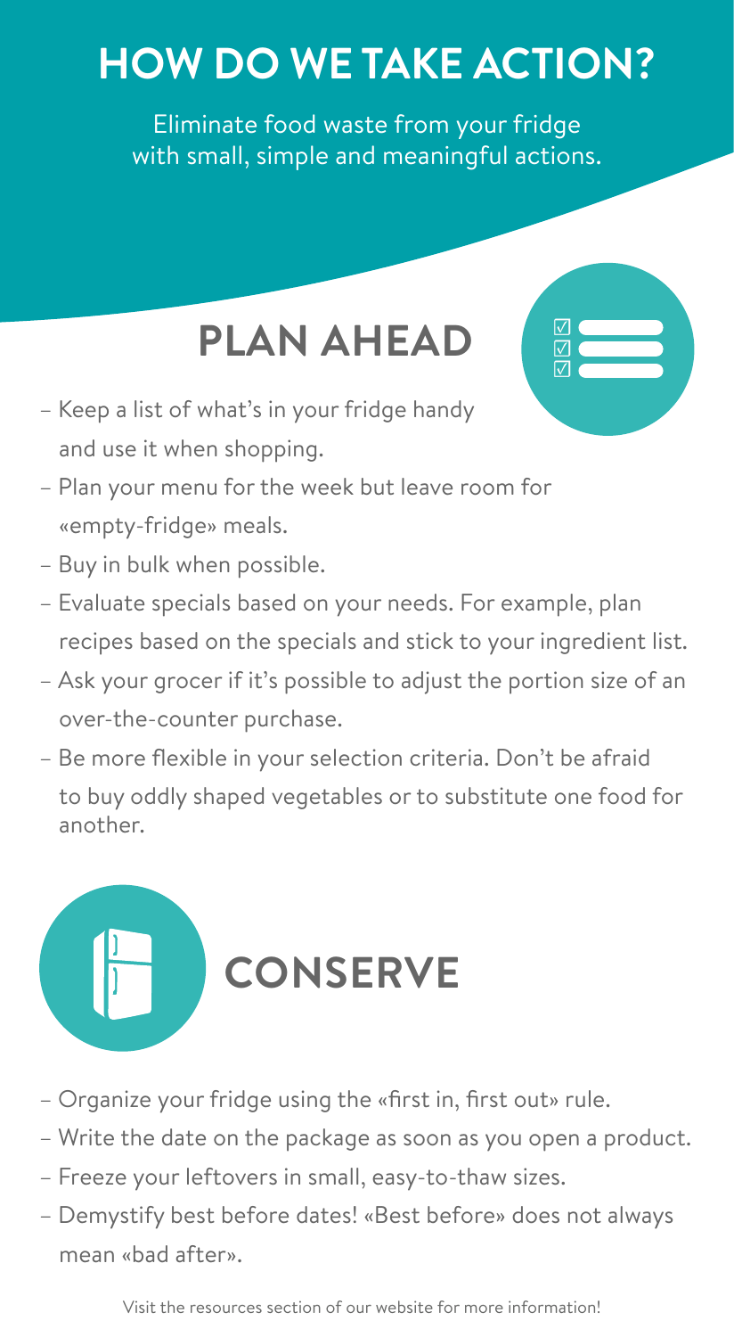# HOW DO WE TAKE ACTION?

Eliminate food waste from your fridge with small, simple and meaningful actions.

## PLAN AHEAD

- Keep a list of what's in your fridge handy and use it when shopping.
- Plan your menu for the week but leave room for «empty-fridge» meals.
- Buy in bulk when possible.
- Evaluate specials based on your needs. For example, plan recipes based on the specials and stick to your ingredient list.
- Ask your grocer if it's possible to adjust the portion size of an over-the-counter purchase.
- Be more flexible in your selection criteria. Don't be afraid to buy oddly shaped vegetables or to substitute one food for another.

## CONSERVE

- Organize your fridge using the «first in, first out» rule.
- Write the date on the package as soon as you open a product.
- Freeze your leftovers in small, easy-to-thaw sizes.
- Demystify best before dates! «Best before» does not always mean «bad after».

Visit the resources section of our website for more information!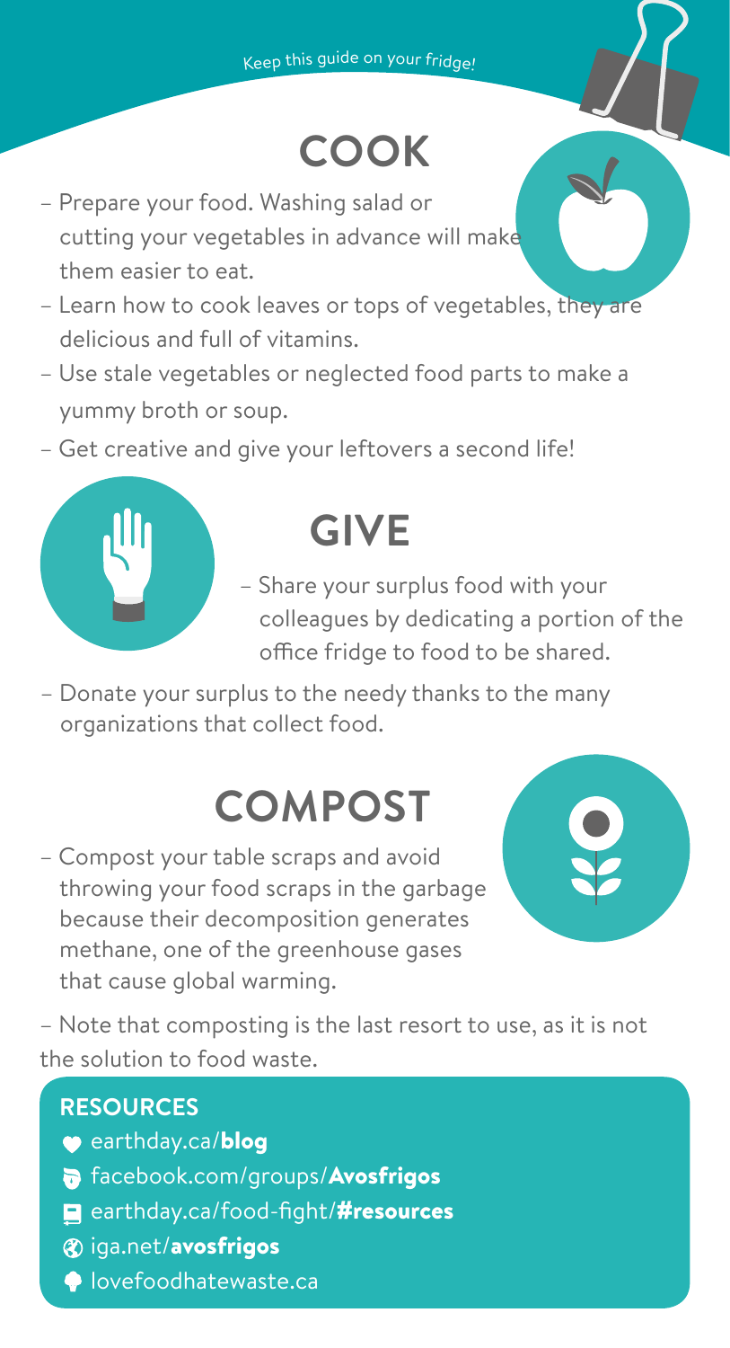Keep this guide on your fridge!

# COOK

- Prepare your food. Washing salad or cutting your vegetables in advance will make them easier to eat.
- Learn how to cook leaves or tops of vegetables, they are delicious and full of vitamins.
- Use stale vegetables or neglected food parts to make a yummy broth or soup.
- Get creative and give your leftovers a second life!

# GIVE

- Share your surplus food with your colleagues by dedicating a portion of the office fridge to food to be shared.
- Donate your surplus to the needy thanks to the many organizations that collect food.

# COMPOST

- Compost your table scraps and avoid throwing your food scraps in the garbage because their decomposition generates methane, one of the greenhouse gases that cause global warming.

- Note that composting is the last resort to use, as it is not the solution to food waste.

## RESOURCES

- earthday.ca/**blog**
- facebook.com/groups/**Avosfrigos**
- earthday.ca/food-fight/**#resources**
- iga.net/**avosfrigos**
- lovefoodhatewaste.ca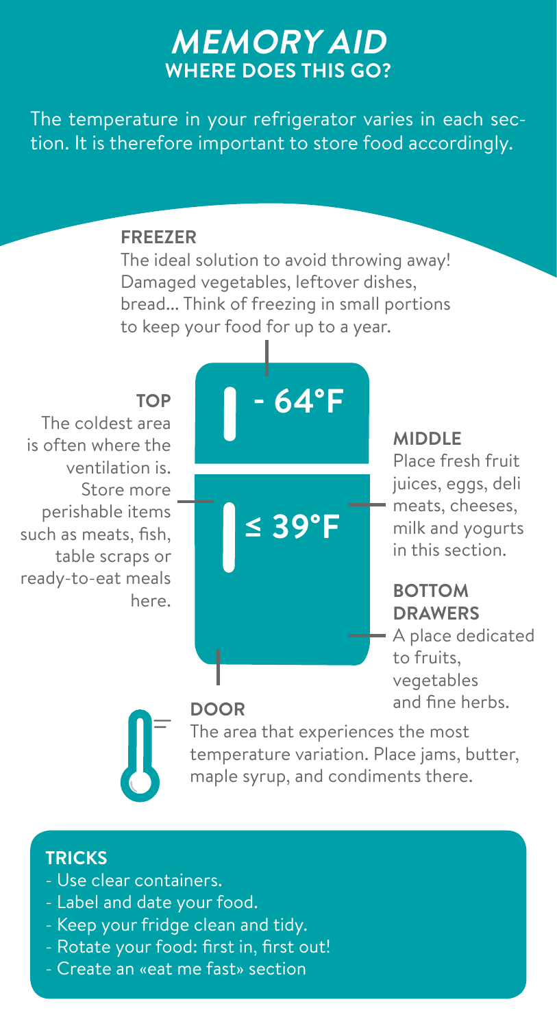# *MEMORY AID*

## WHERE DOES THIS GO?

The temperature in your refrigerator varies in each section. It is therefore important to store food accordingly.

### FREEZER

The ideal solution to avoid throwing away! Damaged vegetables, leftover dishes, bread... Think of freezing in small portions to keep your food for up to a year.

**- 64°F**

**≤ 39°F**

### TOP

The coldest area is often where the ventilation is. Store more perishable items such as meats, fish, table scraps or ready-to-eat meals here.

### MIDDLE

Place fresh fruit juices, eggs, deli meats, cheeses, milk and yogurts in this section.

### BOTTOM DRAWERS

A place dedicated to fruits, vegetables and fine herbs.

### DOOR

The area that experiences the most temperature variation. Place jams, butter, maple syrup, and condiments there.

### TRICKS

- Use clear containers.
- Label and date your food.
- Keep your fridge clean and tidy.
- Rotate your food: first in, first out!
- Create an «eat me fast» section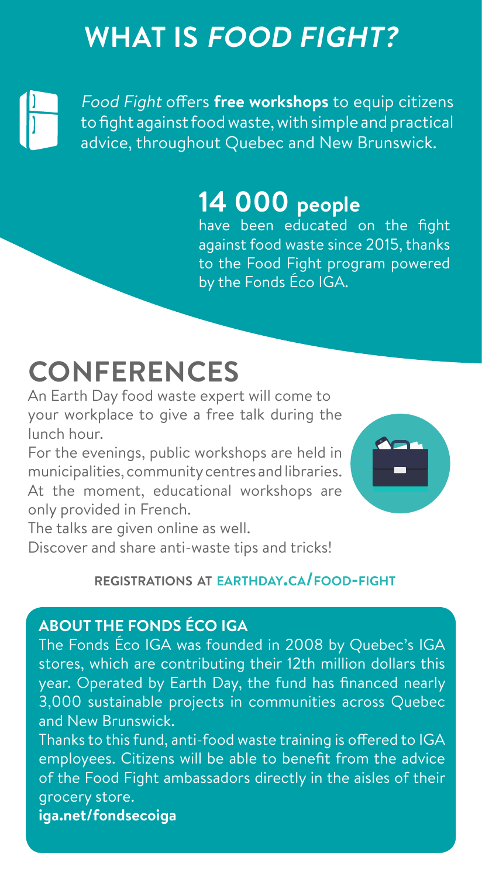# WHAT IS *FOOD FIGHT?*

*Food Fight* offers **free workshops** to equip citizens to fight against food waste, with simple and practical advice, throughout Quebec and New Brunswick.

**14 000 people**

have been educated on the fight against food waste since 2015, thanks to the Food Fight program powered by the Fonds Éco IGA.

# CONFERENCES

An Earth Day food waste expert will come to your workplace to give a free talk during the lunch hour.

For the evenings, public workshops are held in municipalities, community centres and libraries.

At the moment, educational workshops are only provided in French.

The talks are given online as well.

Discover and share anti-waste tips and tricks!

**REGISTRATIONS AT EARTHDAY.CA/FOOD-FIGHT**

## ABOUT THE FONDS ÉCO IGA

The Fonds Éco IGA was founded in 2008 by Quebec's IGA stores, which are contributing their 12th million dollars this year. Operated by Earth Day, the fund has financed nearly 3,000 sustainable projects in communities across Quebec and New Brunswick.

Thanks to this fund, anti-food waste training is offered to IGA employees. Citizens will be able to benefit from the advice of the Food Fight ambassadors directly in the aisles of their grocery store.

**iga.net/fondsecoiga**